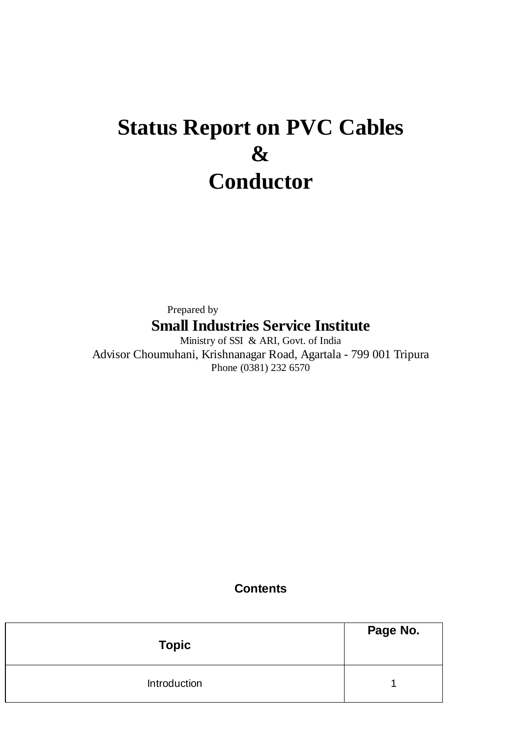# Status Report on PVC Cables
# &
# Conductor

Prepared by

**Small Industries Service Institute**

Ministry of SSI & ARI, Govt. of India

Advisor Choumuhani, Krishnanagar Road, Agartala - 799 001 Tripura

Phone (0381) 232 6570

## Contents

| Topic | Page No. |
|---|---|
| Introduction | 1 |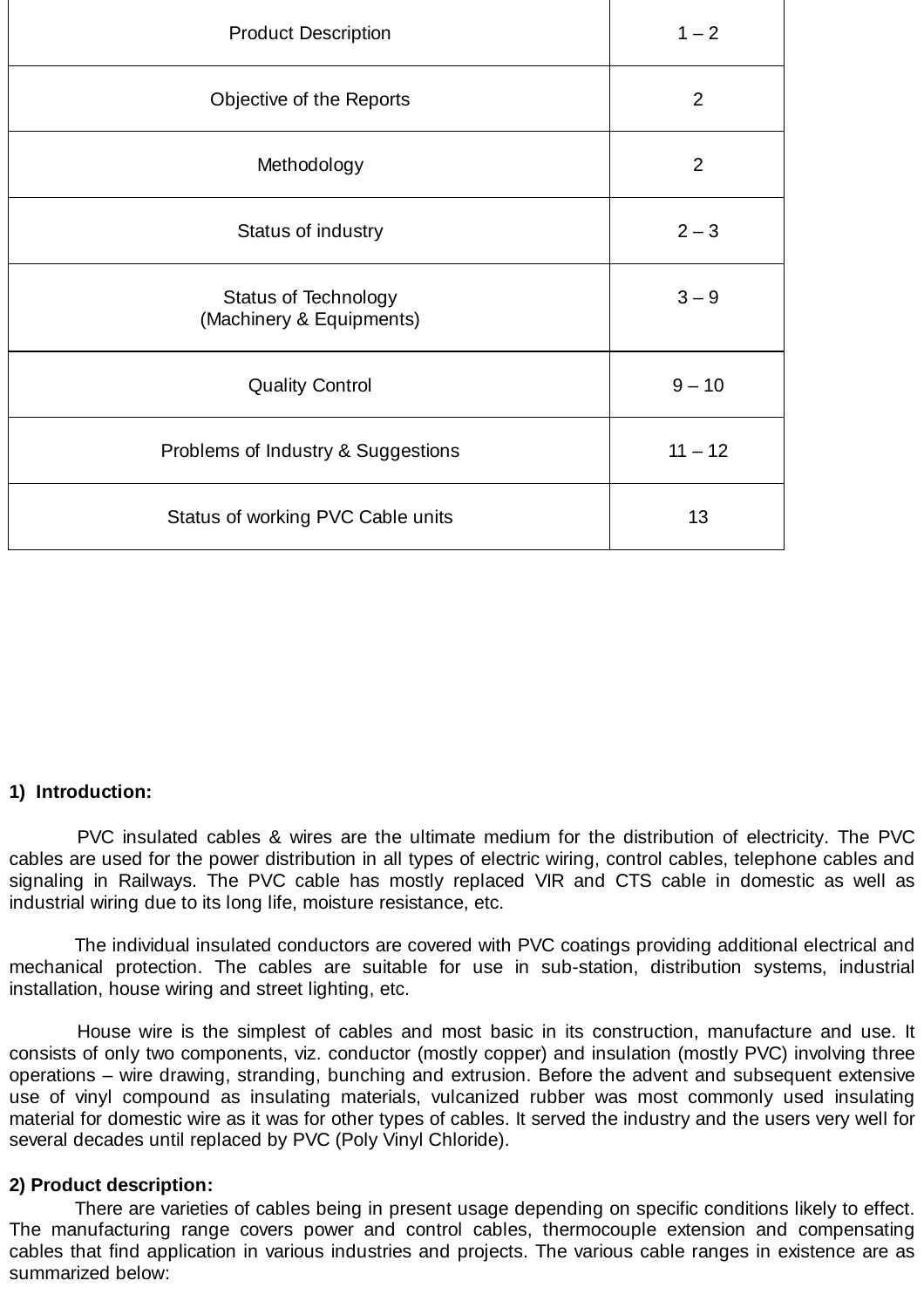| Product Description | 1 – 2 |
|---|---|
| Objective of the Reports | 2 |
| Methodology | 2 |
| Status of industry | 2 – 3 |
| Status of Technology (Machinery & Equipments) | 3 – 9 |
| Quality Control | 9 – 10 |
| Problems of Industry & Suggestions | 11 – 12 |
| Status of working PVC Cable units | 13 |

## 1) Introduction:

PVC insulated cables & wires are the ultimate medium for the distribution of electricity. The PVC cables are used for the power distribution in all types of electric wiring, control cables, telephone cables and signaling in Railways. The PVC cable has mostly replaced VIR and CTS cable in domestic as well as industrial wiring due to its long life, moisture resistance, etc.

The individual insulated conductors are covered with PVC coatings providing additional electrical and mechanical protection. The cables are suitable for use in sub-station, distribution systems, industrial installation, house wiring and street lighting, etc.

House wire is the simplest of cables and most basic in its construction, manufacture and use. It consists of only two components, viz. conductor (mostly copper) and insulation (mostly PVC) involving three operations – wire drawing, stranding, bunching and extrusion. Before the advent and subsequent extensive use of vinyl compound as insulating materials, vulcanized rubber was most commonly used insulating material for domestic wire as it was for other types of cables. It served the industry and the users very well for several decades until replaced by PVC (Poly Vinyl Chloride).

## 2) Product description:

There are varieties of cables being in present usage depending on specific conditions likely to effect. The manufacturing range covers power and control cables, thermocouple extension and compensating cables that find application in various industries and projects. The various cable ranges in existence are as summarized below: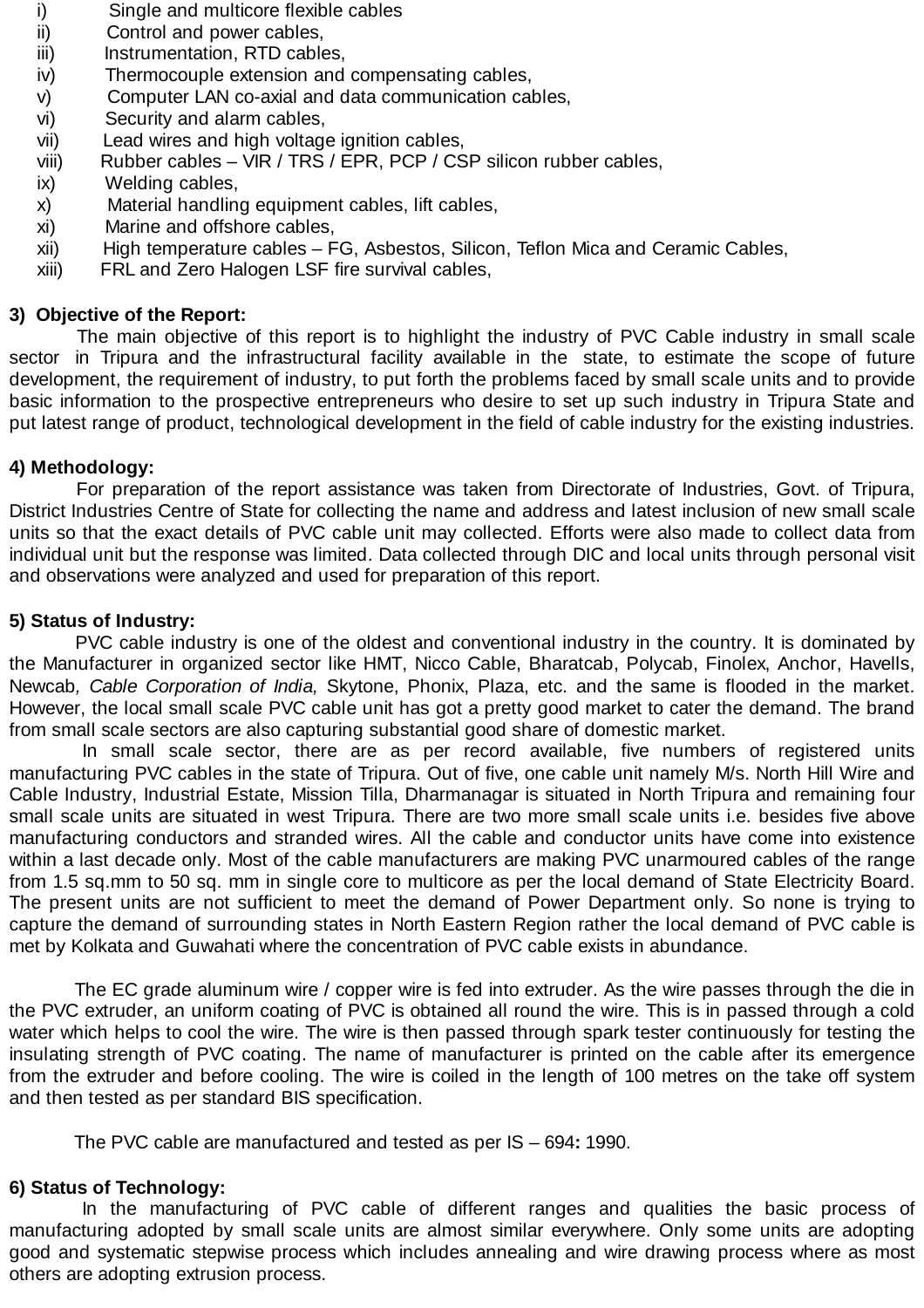i) Single and multicore flexible cables
ii) Control and power cables,
iii) Instrumentation, RTD cables,
iv) Thermocouple extension and compensating cables,
v) Computer LAN co-axial and data communication cables,
vi) Security and alarm cables,
vii) Lead wires and high voltage ignition cables,
viii) Rubber cables – VIR / TRS / EPR, PCP / CSP silicon rubber cables,
ix) Welding cables,
x) Material handling equipment cables, lift cables,
xi) Marine and offshore cables,
xii) High temperature cables – FG, Asbestos, Silicon, Teflon Mica and Ceramic Cables,
xiii) FRL and Zero Halogen LSF fire survival cables,

**3) Objective of the Report:**

The main objective of this report is to highlight the industry of PVC Cable industry in small scale sector in Tripura and the infrastructural facility available in the state, to estimate the scope of future development, the requirement of industry, to put forth the problems faced by small scale units and to provide basic information to the prospective entrepreneurs who desire to set up such industry in Tripura State and put latest range of product, technological development in the field of cable industry for the existing industries.

**4) Methodology:**

For preparation of the report assistance was taken from Directorate of Industries, Govt. of Tripura, District Industries Centre of State for collecting the name and address and latest inclusion of new small scale units so that the exact details of PVC cable unit may collected. Efforts were also made to collect data from individual unit but the response was limited. Data collected through DIC and local units through personal visit and observations were analyzed and used for preparation of this report.

**5) Status of Industry:**

PVC cable industry is one of the oldest and conventional industry in the country. It is dominated by the Manufacturer in organized sector like HMT, Nicco Cable, Bharatcab, Polycab, Finolex, Anchor, Havells, Newcab*, Cable Corporation of India,* Skytone, Phonix, Plaza, etc. and the same is flooded in the market. However, the local small scale PVC cable unit has got a pretty good market to cater the demand. The brand from small scale sectors are also capturing substantial good share of domestic market.

In small scale sector, there are as per record available, five numbers of registered units manufacturing PVC cables in the state of Tripura. Out of five, one cable unit namely M/s. North Hill Wire and Cable Industry, Industrial Estate, Mission Tilla, Dharmanagar is situated in North Tripura and remaining four small scale units are situated in west Tripura. There are two more small scale units i.e. besides five above manufacturing conductors and stranded wires. All the cable and conductor units have come into existence within a last decade only. Most of the cable manufacturers are making PVC unarmoured cables of the range from 1.5 sq.mm to 50 sq. mm in single core to multicore as per the local demand of State Electricity Board. The present units are not sufficient to meet the demand of Power Department only. So none is trying to capture the demand of surrounding states in North Eastern Region rather the local demand of PVC cable is met by Kolkata and Guwahati where the concentration of PVC cable exists in abundance.

The EC grade aluminum wire / copper wire is fed into extruder. As the wire passes through the die in the PVC extruder, an uniform coating of PVC is obtained all round the wire. This is in passed through a cold water which helps to cool the wire. The wire is then passed through spark tester continuously for testing the insulating strength of PVC coating. The name of manufacturer is printed on the cable after its emergence from the extruder and before cooling. The wire is coiled in the length of 100 metres on the take off system and then tested as per standard BIS specification.

The PVC cable are manufactured and tested as per IS – 694**:** 1990.

**6) Status of Technology:**

In the manufacturing of PVC cable of different ranges and qualities the basic process of manufacturing adopted by small scale units are almost similar everywhere. Only some units are adopting good and systematic stepwise process which includes annealing and wire drawing process where as most others are adopting extrusion process.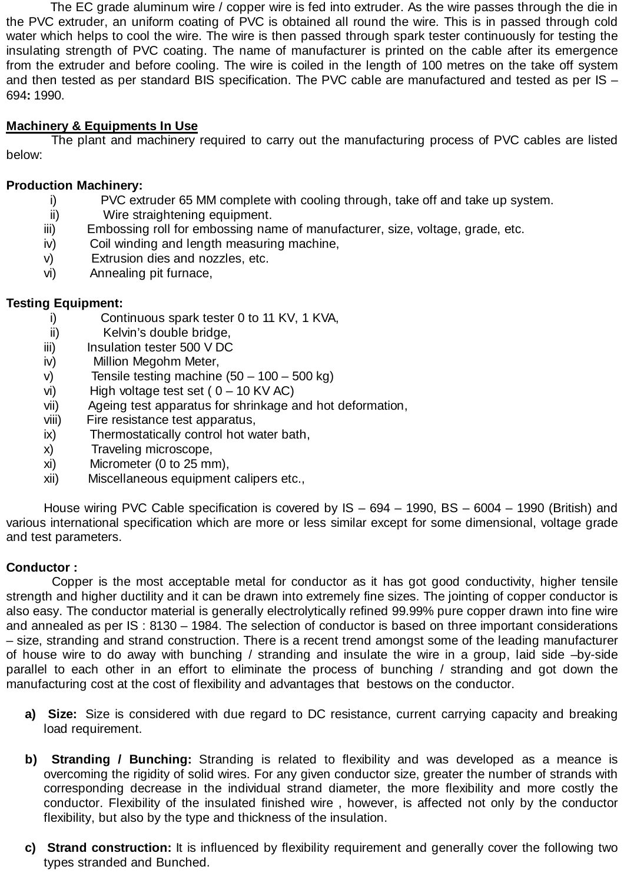The EC grade aluminum wire / copper wire is fed into extruder. As the wire passes through the die in the PVC extruder, an uniform coating of PVC is obtained all round the wire. This is in passed through cold water which helps to cool the wire. The wire is then passed through spark tester continuously for testing the insulating strength of PVC coating. The name of manufacturer is printed on the cable after its emergence from the extruder and before cooling. The wire is coiled in the length of 100 metres on the take off system and then tested as per standard BIS specification. The PVC cable are manufactured and tested as per IS – 694**:** 1990.

**Machinery & Equipments In Use**

The plant and machinery required to carry out the manufacturing process of PVC cables are listed below:

**Production Machinery:**

- i) PVC extruder 65 MM complete with cooling through, take off and take up system.
- ii) Wire straightening equipment.
- iii) Embossing roll for embossing name of manufacturer, size, voltage, grade, etc.
- iv) Coil winding and length measuring machine,
- v) Extrusion dies and nozzles, etc.
- vi) Annealing pit furnace,

**Testing Equipment:**

- i) Continuous spark tester 0 to 11 KV, 1 KVA,
- ii) Kelvin's double bridge,
- iii) Insulation tester 500 V DC
- iv) Million Megohm Meter,
- v) Tensile testing machine (50 – 100 – 500 kg)
- vi) High voltage test set ( 0 – 10 KV AC)
- vii) Ageing test apparatus for shrinkage and hot deformation,
- viii) Fire resistance test apparatus,
- ix) Thermostatically control hot water bath,
- x) Traveling microscope,
- xi) Micrometer (0 to 25 mm),
- xii) Miscellaneous equipment calipers etc.,

House wiring PVC Cable specification is covered by IS – 694 – 1990, BS – 6004 – 1990 (British) and various international specification which are more or less similar except for some dimensional, voltage grade and test parameters.

**Conductor :**

Copper is the most acceptable metal for conductor as it has got good conductivity, higher tensile strength and higher ductility and it can be drawn into extremely fine sizes. The jointing of copper conductor is also easy. The conductor material is generally electrolytically refined 99.99% pure copper drawn into fine wire and annealed as per IS : 8130 – 1984. The selection of conductor is based on three important considerations – size, stranding and strand construction. There is a recent trend amongst some of the leading manufacturer of house wire to do away with bunching / stranding and insulate the wire in a group, laid side –by-side parallel to each other in an effort to eliminate the process of bunching / stranding and got down the manufacturing cost at the cost of flexibility and advantages that bestows on the conductor.

**a) Size:** Size is considered with due regard to DC resistance, current carrying capacity and breaking load requirement.

**b) Stranding / Bunching:** Stranding is related to flexibility and was developed as a meance is overcoming the rigidity of solid wires. For any given conductor size, greater the number of strands with corresponding decrease in the individual strand diameter, the more flexibility and more costly the conductor. Flexibility of the insulated finished wire , however, is affected not only by the conductor flexibility, but also by the type and thickness of the insulation.

**c) Strand construction:** It is influenced by flexibility requirement and generally cover the following two types stranded and Bunched.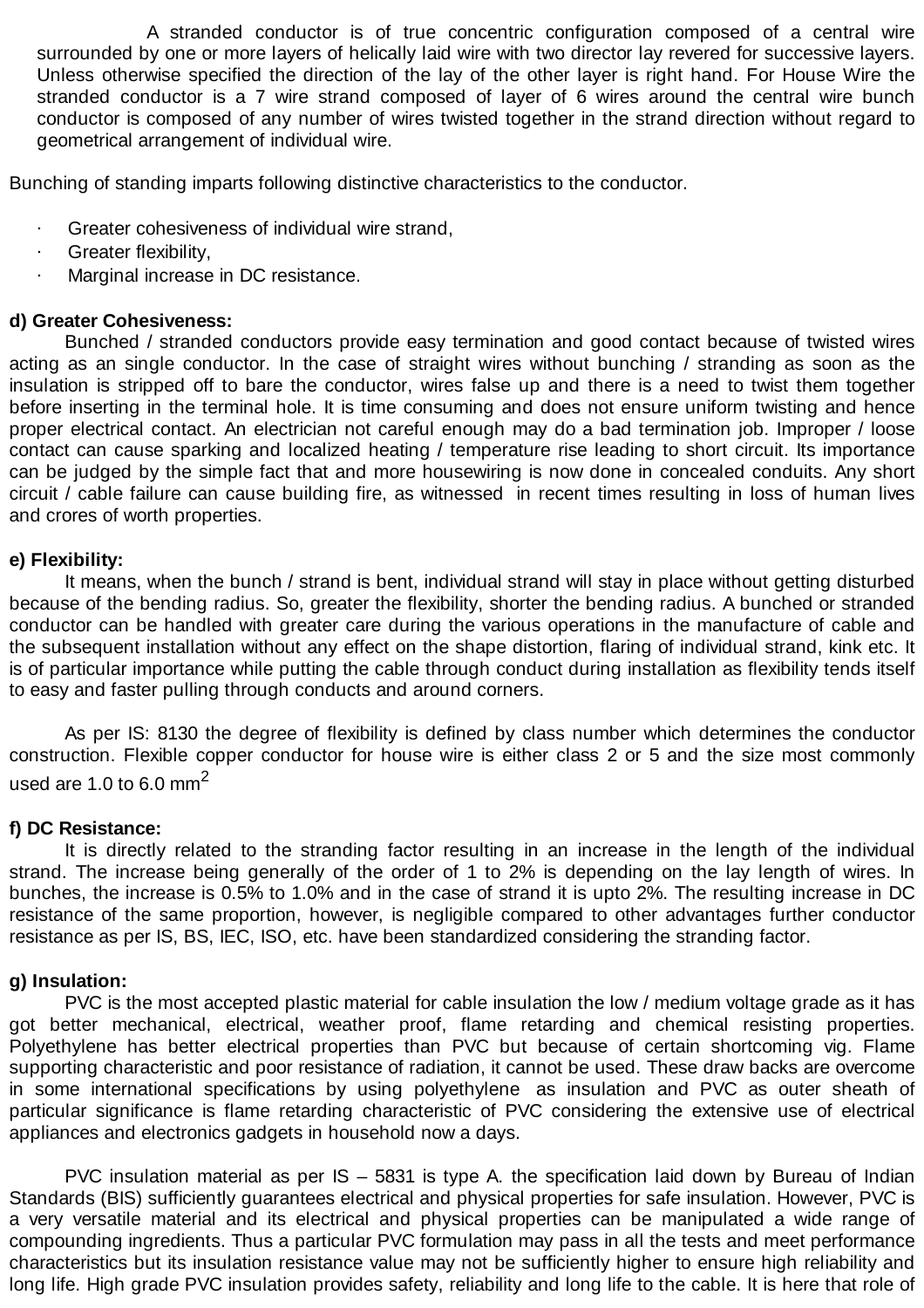A stranded conductor is of true concentric configuration composed of a central wire surrounded by one or more layers of helically laid wire with two director lay revered for successive layers. Unless otherwise specified the direction of the lay of the other layer is right hand. For House Wire the stranded conductor is a 7 wire strand composed of layer of 6 wires around the central wire bunch conductor is composed of any number of wires twisted together in the strand direction without regard to geometrical arrangement of individual wire.

Bunching of standing imparts following distinctive characteristics to the conductor.

- Greater cohesiveness of individual wire strand,
- Greater flexibility,
- Marginal increase in DC resistance.

**d) Greater Cohesiveness:**

Bunched / stranded conductors provide easy termination and good contact because of twisted wires acting as an single conductor. In the case of straight wires without bunching / stranding as soon as the insulation is stripped off to bare the conductor, wires false up and there is a need to twist them together before inserting in the terminal hole. It is time consuming and does not ensure uniform twisting and hence proper electrical contact. An electrician not careful enough may do a bad termination job. Improper / loose contact can cause sparking and localized heating / temperature rise leading to short circuit. Its importance can be judged by the simple fact that and more housewiring is now done in concealed conduits. Any short circuit / cable failure can cause building fire, as witnessed in recent times resulting in loss of human lives and crores of worth properties.

**e) Flexibility:**

It means, when the bunch / strand is bent, individual strand will stay in place without getting disturbed because of the bending radius. So, greater the flexibility, shorter the bending radius. A bunched or stranded conductor can be handled with greater care during the various operations in the manufacture of cable and the subsequent installation without any effect on the shape distortion, flaring of individual strand, kink etc. It is of particular importance while putting the cable through conduct during installation as flexibility tends itself to easy and faster pulling through conducts and around corners.

As per IS: 8130 the degree of flexibility is defined by class number which determines the conductor construction. Flexible copper conductor for house wire is either class 2 or 5 and the size most commonly used are 1.0 to 6.0 $mm^2$

**f) DC Resistance:**

It is directly related to the stranding factor resulting in an increase in the length of the individual strand. The increase being generally of the order of 1 to 2% is depending on the lay length of wires. In bunches, the increase is 0.5% to 1.0% and in the case of strand it is upto 2%. The resulting increase in DC resistance of the same proportion, however, is negligible compared to other advantages further conductor resistance as per IS, BS, IEC, ISO, etc. have been standardized considering the stranding factor.

**g) Insulation:**

PVC is the most accepted plastic material for cable insulation the low / medium voltage grade as it has got better mechanical, electrical, weather proof, flame retarding and chemical resisting properties. Polyethylene has better electrical properties than PVC but because of certain shortcoming vig. Flame supporting characteristic and poor resistance of radiation, it cannot be used. These draw backs are overcome in some international specifications by using polyethylene as insulation and PVC as outer sheath of particular significance is flame retarding characteristic of PVC considering the extensive use of electrical appliances and electronics gadgets in household now a days.

PVC insulation material as per IS – 5831 is type A. the specification laid down by Bureau of Indian Standards (BIS) sufficiently guarantees electrical and physical properties for safe insulation. However, PVC is a very versatile material and its electrical and physical properties can be manipulated a wide range of compounding ingredients. Thus a particular PVC formulation may pass in all the tests and meet performance characteristics but its insulation resistance value may not be sufficiently higher to ensure high reliability and long life. High grade PVC insulation provides safety, reliability and long life to the cable. It is here that role of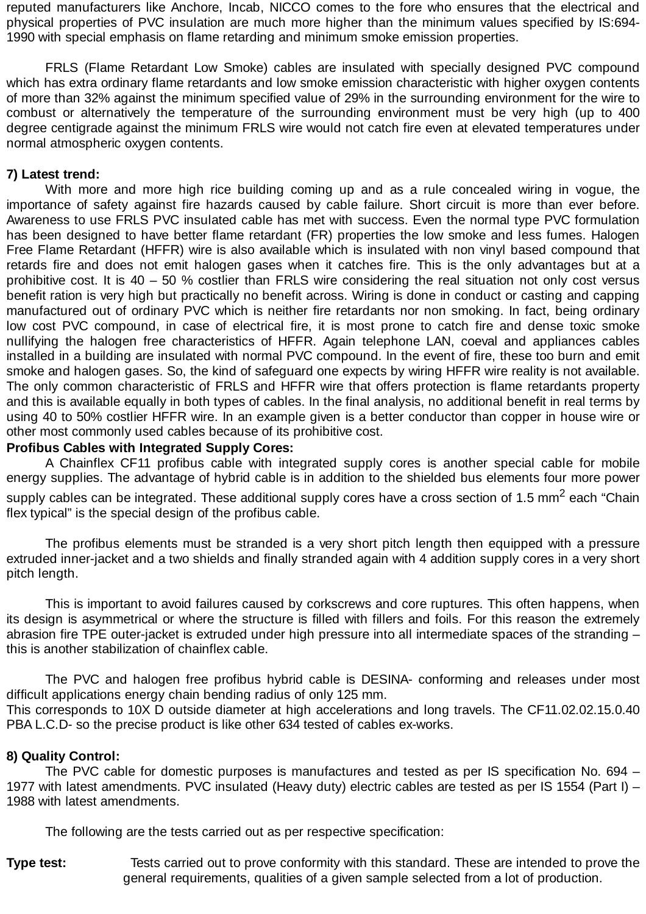reputed manufacturers like Anchore, Incab, NICCO comes to the fore who ensures that the electrical and physical properties of PVC insulation are much more higher than the minimum values specified by IS:694-1990 with special emphasis on flame retarding and minimum smoke emission properties.

FRLS (Flame Retardant Low Smoke) cables are insulated with specially designed PVC compound which has extra ordinary flame retardants and low smoke emission characteristic with higher oxygen contents of more than 32% against the minimum specified value of 29% in the surrounding environment for the wire to combust or alternatively the temperature of the surrounding environment must be very high (up to 400 degree centigrade against the minimum FRLS wire would not catch fire even at elevated temperatures under normal atmospheric oxygen contents.

**7) Latest trend:**

With more and more high rice building coming up and as a rule concealed wiring in vogue, the importance of safety against fire hazards caused by cable failure. Short circuit is more than ever before. Awareness to use FRLS PVC insulated cable has met with success. Even the normal type PVC formulation has been designed to have better flame retardant (FR) properties the low smoke and less fumes. Halogen Free Flame Retardant (HFFR) wire is also available which is insulated with non vinyl based compound that retards fire and does not emit halogen gases when it catches fire. This is the only advantages but at a prohibitive cost. It is 40 – 50 % costlier than FRLS wire considering the real situation not only cost versus benefit ration is very high but practically no benefit across. Wiring is done in conduct or casting and capping manufactured out of ordinary PVC which is neither fire retardants nor non smoking. In fact, being ordinary low cost PVC compound, in case of electrical fire, it is most prone to catch fire and dense toxic smoke nullifying the halogen free characteristics of HFFR. Again telephone LAN, coeval and appliances cables installed in a building are insulated with normal PVC compound. In the event of fire, these too burn and emit smoke and halogen gases. So, the kind of safeguard one expects by wiring HFFR wire reality is not available. The only common characteristic of FRLS and HFFR wire that offers protection is flame retardants property and this is available equally in both types of cables. In the final analysis, no additional benefit in real terms by using 40 to 50% costlier HFFR wire. In an example given is a better conductor than copper in house wire or other most commonly used cables because of its prohibitive cost.

**Profibus Cables with Integrated Supply Cores:**

A Chainflex CF11 profibus cable with integrated supply cores is another special cable for mobile energy supplies. The advantage of hybrid cable is in addition to the shielded bus elements four more power supply cables can be integrated. These additional supply cores have a cross section of 1.5 $mm^2$ each "Chain flex typical" is the special design of the profibus cable.

The profibus elements must be stranded is a very short pitch length then equipped with a pressure extruded inner-jacket and a two shields and finally stranded again with 4 addition supply cores in a very short pitch length.

This is important to avoid failures caused by corkscrews and core ruptures. This often happens, when its design is asymmetrical or where the structure is filled with fillers and foils. For this reason the extremely abrasion fire TPE outer-jacket is extruded under high pressure into all intermediate spaces of the stranding – this is another stabilization of chainflex cable.

The PVC and halogen free profibus hybrid cable is DESINA- conforming and releases under most difficult applications energy chain bending radius of only 125 mm.
This corresponds to 10X D outside diameter at high accelerations and long travels. The CF11.02.02.15.0.40 PBA L.C.D- so the precise product is like other 634 tested of cables ex-works.

**8) Quality Control:**

The PVC cable for domestic purposes is manufactures and tested as per IS specification No. 694 – 1977 with latest amendments. PVC insulated (Heavy duty) electric cables are tested as per IS 1554 (Part I) – 1988 with latest amendments.

The following are the tests carried out as per respective specification:

**Type test:** Tests carried out to prove conformity with this standard. These are intended to prove the general requirements, qualities of a given sample selected from a lot of production.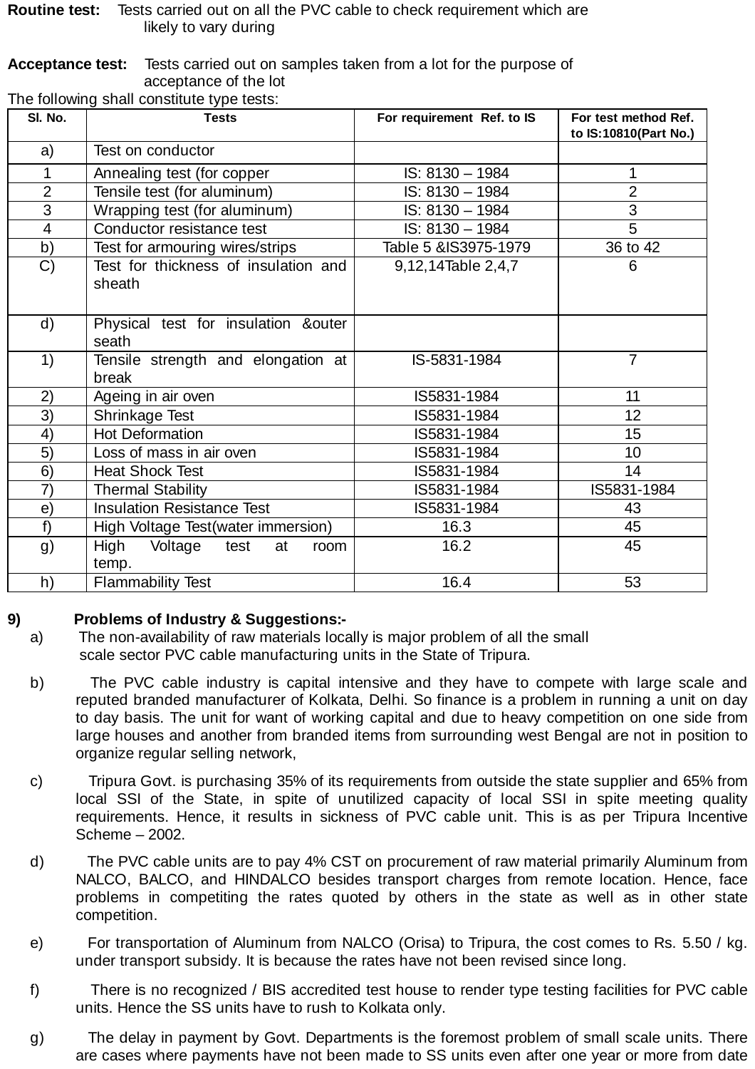**Routine test:** Tests carried out on all the PVC cable to check requirement which are likely to vary during

**Acceptance test:** Tests carried out on samples taken from a lot for the purpose of acceptance of the lot

The following shall constitute type tests:

| Sl. No. | Tests | For requirement Ref. to IS | For test method Ref. to IS:10810(Part No.) |
|---|---|---|---|
| a) | Test on conductor | | |
| 1 | Annealing test (for copper | IS: 8130 – 1984 | 1 |
| 2 | Tensile test (for aluminum) | IS: 8130 – 1984 | 2 |
| 3 | Wrapping test (for aluminum) | IS: 8130 – 1984 | 3 |
| 4 | Conductor resistance test | IS: 8130 – 1984 | 5 |
| b) | Test for armouring wires/strips | Table 5 &IS3975-1979 | 36 to 42 |
| C) | Test for thickness of insulation and sheath | 9,12,14Table 2,4,7 | 6 |
| d) | Physical test for insulation &outer seath | | |
| 1) | Tensile strength and elongation at break | IS-5831-1984 | 7 |
| 2) | Ageing in air oven | IS5831-1984 | 11 |
| 3) | Shrinkage Test | IS5831-1984 | 12 |
| 4) | Hot Deformation | IS5831-1984 | 15 |
| 5) | Loss of mass in air oven | IS5831-1984 | 10 |
| 6) | Heat Shock Test | IS5831-1984 | 14 |
| 7) | Thermal Stability | IS5831-1984 | IS5831-1984 |
| e) | Insulation Resistance Test | IS5831-1984 | 43 |
| f) | High Voltage Test(water immersion) | 16.3 | 45 |
| g) | High Voltage test at room temp. | 16.2 | 45 |
| h) | Flammability Test | 16.4 | 53 |

**9) Problems of Industry & Suggestions:-**

a) The non-availability of raw materials locally is major problem of all the small scale sector PVC cable manufacturing units in the State of Tripura.

b) The PVC cable industry is capital intensive and they have to compete with large scale and reputed branded manufacturer of Kolkata, Delhi. So finance is a problem in running a unit on day to day basis. The unit for want of working capital and due to heavy competition on one side from large houses and another from branded items from surrounding west Bengal are not in position to organize regular selling network,

c) Tripura Govt. is purchasing 35% of its requirements from outside the state supplier and 65% from local SSI of the State, in spite of unutilized capacity of local SSI in spite meeting quality requirements. Hence, it results in sickness of PVC cable unit. This is as per Tripura Incentive Scheme – 2002.

d) The PVC cable units are to pay 4% CST on procurement of raw material primarily Aluminum from NALCO, BALCO, and HINDALCO besides transport charges from remote location. Hence, face problems in competiting the rates quoted by others in the state as well as in other state competition.

e) For transportation of Aluminum from NALCO (Orisa) to Tripura, the cost comes to Rs. 5.50 / kg. under transport subsidy. It is because the rates have not been revised since long.

f) There is no recognized / BIS accredited test house to render type testing facilities for PVC cable units. Hence the SS units have to rush to Kolkata only.

g) The delay in payment by Govt. Departments is the foremost problem of small scale units. There are cases where payments have not been made to SS units even after one year or more from date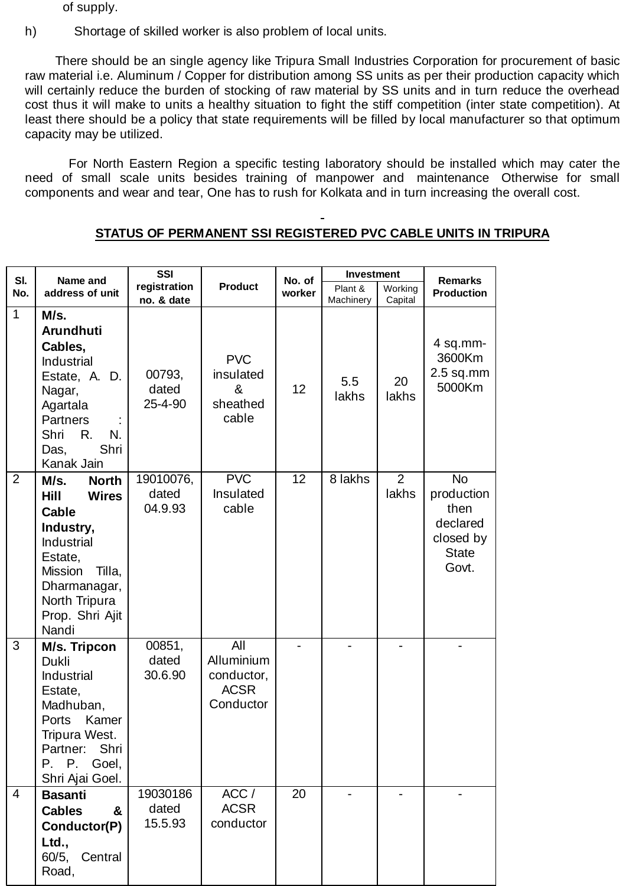of supply.

h) Shortage of skilled worker is also problem of local units.

There should be an single agency like Tripura Small Industries Corporation for procurement of basic raw material i.e. Aluminum / Copper for distribution among SS units as per their production capacity which will certainly reduce the burden of stocking of raw material by SS units and in turn reduce the overhead cost thus it will make to units a healthy situation to fight the stiff competition (inter state competition). At least there should be a policy that state requirements will be filled by local manufacturer so that optimum capacity may be utilized.

For North Eastern Region a specific testing laboratory should be installed which may cater the need of small scale units besides training of manpower and maintenance Otherwise for small components and wear and tear, One has to rush for Kolkata and in turn increasing the overall cost.

## STATUS OF PERMANENT SSI REGISTERED PVC CABLE UNITS IN TRIPURA

| Sl. No. | Name and address of unit | SSI registration no. & date | Product | No. of worker | Investment | | Remarks Production |
|---|---|---|---|---|---|---|---|
| | | | | | Plant & Machinery | Working Capital | |
| 1 | **M/s. Arundhuti Cables,** Industrial Estate, A. D. Nagar, Agartala Partners : Shri R. N. Das, Shri Kanak Jain | 00793, dated 25-4-90 | PVC insulated & sheathed cable | 12 | 5.5 lakhs | 20 lakhs | 4 sq.mm-3600Km 2.5 sq.mm 5000Km |
| 2 | **M/s. North Hill Wires Cable Industry,** Industrial Estate, Mission Tilla, Dharmanagar, North Tripura Prop. Shri Ajit Nandi | 19010076, dated 04.9.93 | PVC Insulated cable | 12 | 8 lakhs | 2 lakhs | No production then declared closed by State Govt. |
| 3 | **M/s. Tripcon** Dukli Industrial Estate, Madhuban, Ports Kamer Tripura West. Partner: Shri P. P. Goel, Shri Ajai Goel. | 00851, dated 30.6.90 | All Alluminium conductor, ACSR Conductor | - | - | - | - |
| 4 | **Basanti Cables & Conductor(P) Ltd.,** 60/5, Central Road, | 19030186 dated 15.5.93 | ACC / ACSR conductor | 20 | - | - | - |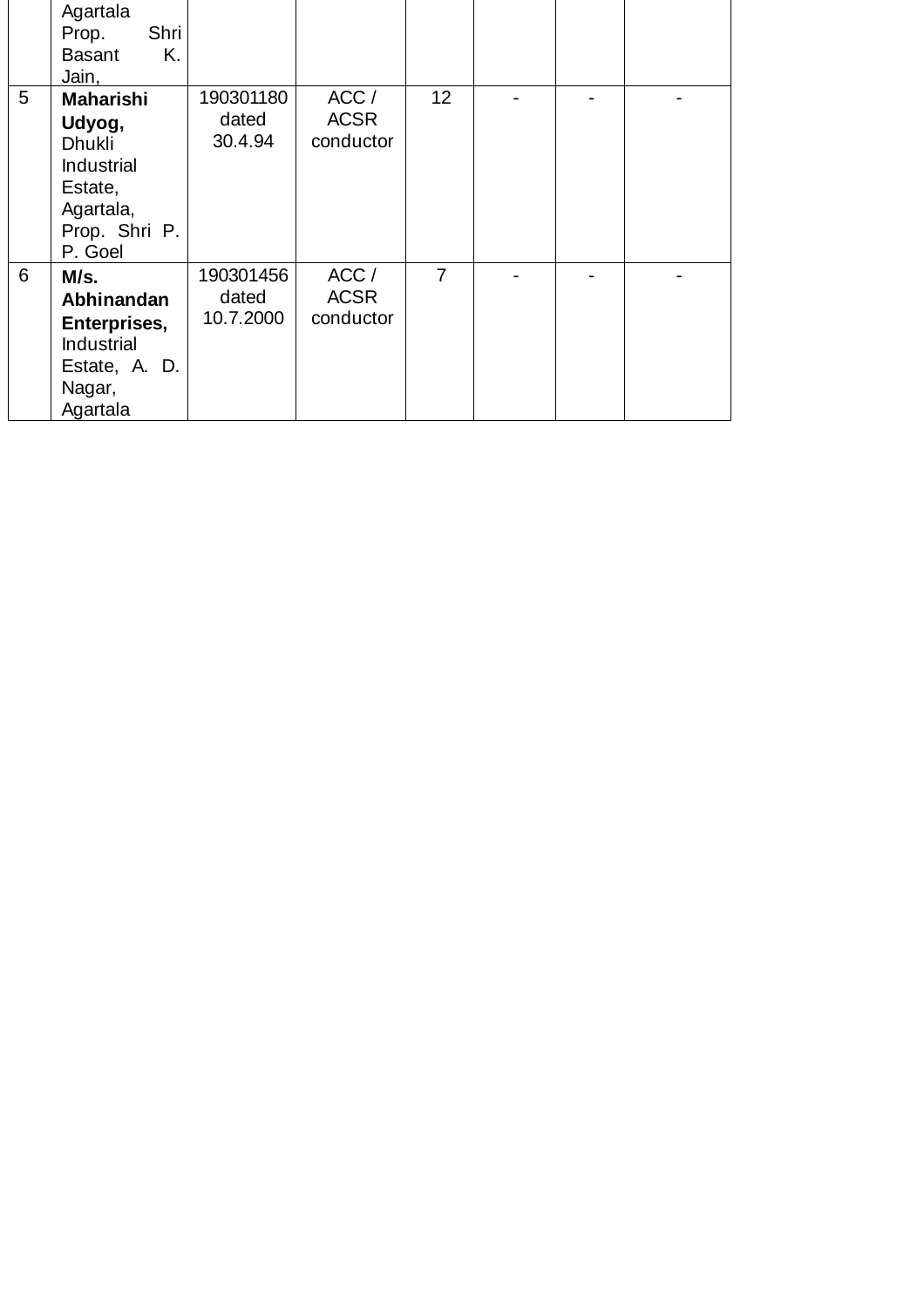| | | | | | | | |
|---|---|---|---|---|---|---|---|
| | Agartala Prop. Shri Basant K. Jain, | | | | | | |
| 5 | **Maharishi Udyog,** Dhukli Industrial Estate, Agartala, Prop. Shri P. P. Goel | 190301180 dated 30.4.94 | ACC / ACSR conductor | 12 | - | - | - |
| 6 | **M/s. Abhinandan Enterprises,** Industrial Estate, A. D. Nagar, Agartala | 190301456 dated 10.7.2000 | ACC / ACSR conductor | 7 | - | - | - |